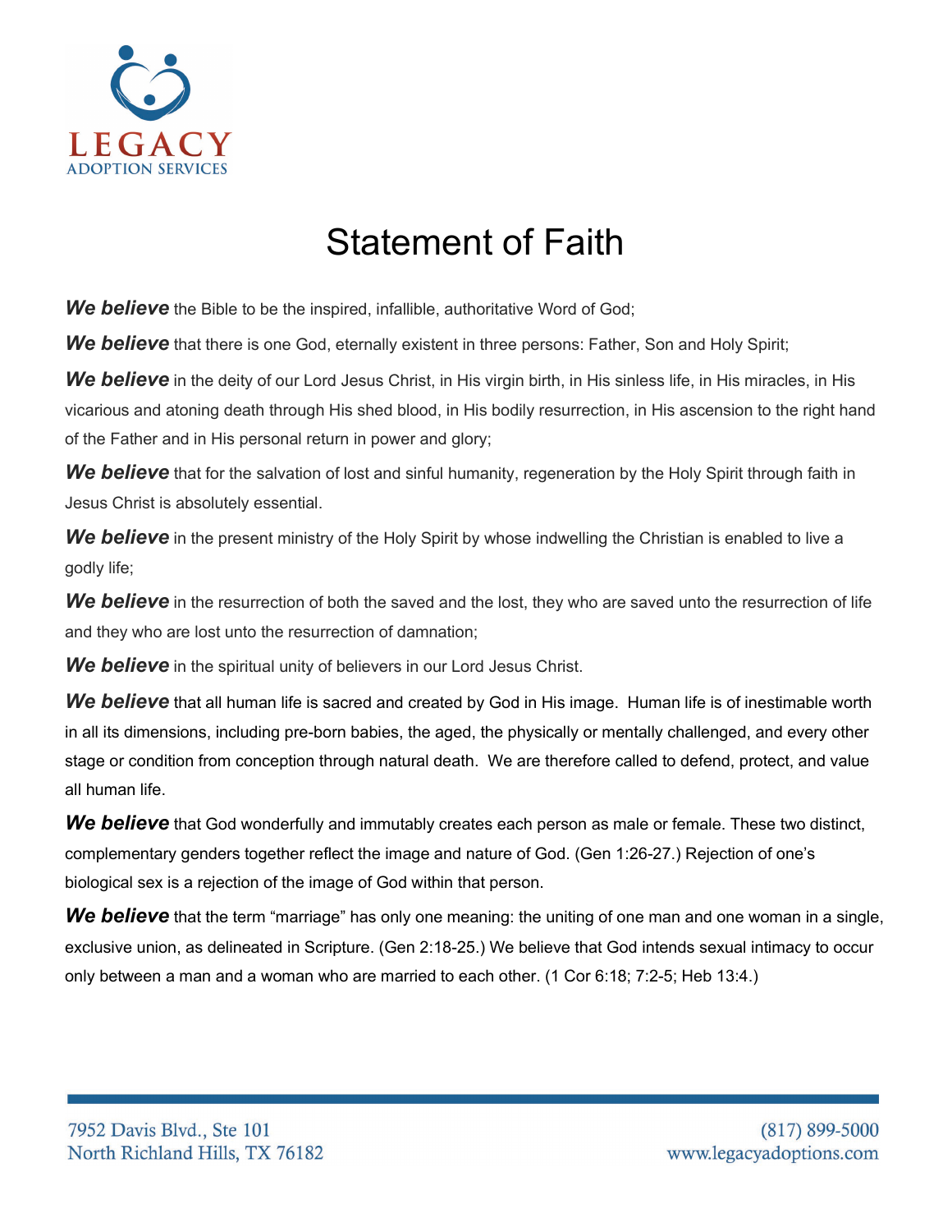LEGACY
ADOPTION SERVICES

# Statement of Faith

***We believe*** the Bible to be the inspired, infallible, authoritative Word of God;

***We believe*** that there is one God, eternally existent in three persons: Father, Son and Holy Spirit;

***We believe*** in the deity of our Lord Jesus Christ, in His virgin birth, in His sinless life, in His miracles, in His vicarious and atoning death through His shed blood, in His bodily resurrection, in His ascension to the right hand of the Father and in His personal return in power and glory;

***We believe*** that for the salvation of lost and sinful humanity, regeneration by the Holy Spirit through faith in Jesus Christ is absolutely essential.

***We believe*** in the present ministry of the Holy Spirit by whose indwelling the Christian is enabled to live a godly life;

***We believe*** in the resurrection of both the saved and the lost, they who are saved unto the resurrection of life and they who are lost unto the resurrection of damnation;

***We believe*** in the spiritual unity of believers in our Lord Jesus Christ.

***We believe*** that all human life is sacred and created by God in His image. Human life is of inestimable worth in all its dimensions, including pre-born babies, the aged, the physically or mentally challenged, and every other stage or condition from conception through natural death. We are therefore called to defend, protect, and value all human life.

***We believe*** that God wonderfully and immutably creates each person as male or female. These two distinct, complementary genders together reflect the image and nature of God. (Gen 1:26-27.) Rejection of one's biological sex is a rejection of the image of God within that person.

***We believe*** that the term "marriage" has only one meaning: the uniting of one man and one woman in a single, exclusive union, as delineated in Scripture. (Gen 2:18-25.) We believe that God intends sexual intimacy to occur only between a man and a woman who are married to each other. (1 Cor 6:18; 7:2-5; Heb 13:4.)

7952 Davis Blvd., Ste 101
North Richland Hills, TX 76182

(817) 899-5000
www.legacyadoptions.com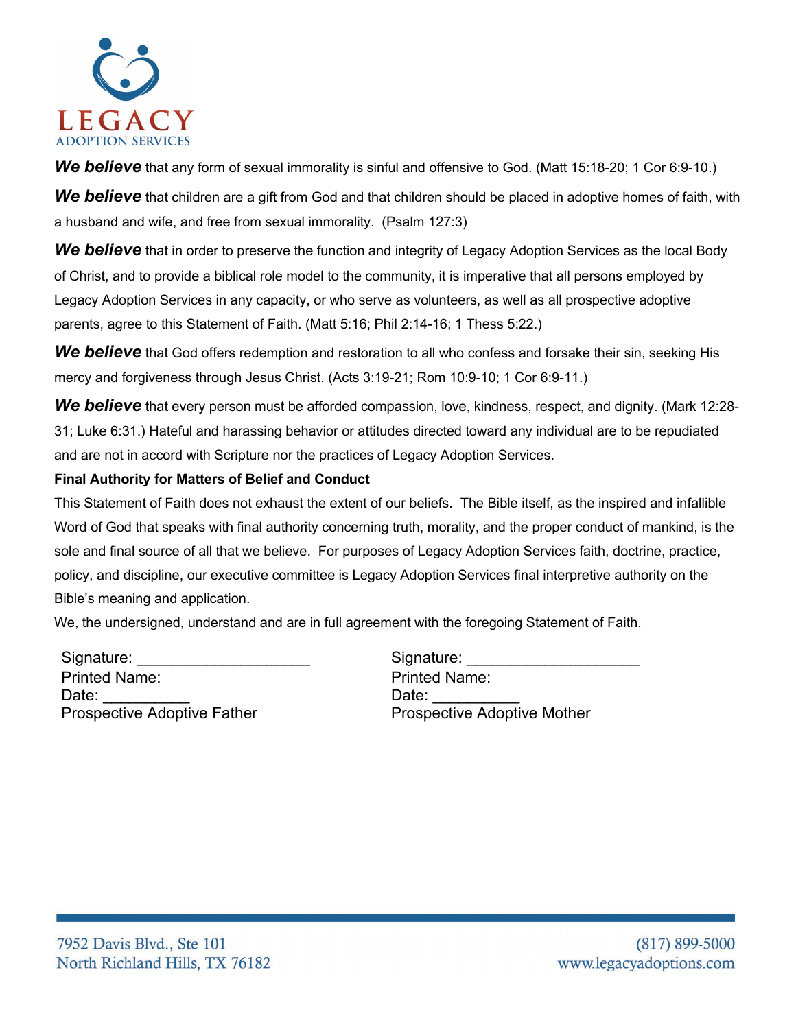LEGACY
ADOPTION SERVICES

***We believe*** that any form of sexual immorality is sinful and offensive to God. (Matt 15:18-20; 1 Cor 6:9-10.)

***We believe*** that children are a gift from God and that children should be placed in adoptive homes of faith, with a husband and wife, and free from sexual immorality. (Psalm 127:3)

***We believe*** that in order to preserve the function and integrity of Legacy Adoption Services as the local Body of Christ, and to provide a biblical role model to the community, it is imperative that all persons employed by Legacy Adoption Services in any capacity, or who serve as volunteers, as well as all prospective adoptive parents, agree to this Statement of Faith. (Matt 5:16; Phil 2:14-16; 1 Thess 5:22.)

***We believe*** that God offers redemption and restoration to all who confess and forsake their sin, seeking His mercy and forgiveness through Jesus Christ. (Acts 3:19-21; Rom 10:9-10; 1 Cor 6:9-11.)

***We believe*** that every person must be afforded compassion, love, kindness, respect, and dignity. (Mark 12:28-31; Luke 6:31.) Hateful and harassing behavior or attitudes directed toward any individual are to be repudiated and are not in accord with Scripture nor the practices of Legacy Adoption Services.

**Final Authority for Matters of Belief and Conduct**

This Statement of Faith does not exhaust the extent of our beliefs. The Bible itself, as the inspired and infallible Word of God that speaks with final authority concerning truth, morality, and the proper conduct of mankind, is the sole and final source of all that we believe. For purposes of Legacy Adoption Services faith, doctrine, practice, policy, and discipline, our executive committee is Legacy Adoption Services final interpretive authority on the Bible's meaning and application.

We, the undersigned, understand and are in full agreement with the foregoing Statement of Faith.

Signature: ____________________
Printed Name:
Date: __________
Prospective Adoptive Father

Signature: ____________________
Printed Name:
Date: __________
Prospective Adoptive Mother

7952 Davis Blvd., Ste 101
North Richland Hills, TX 76182

(817) 899-5000
www.legacyadoptions.com